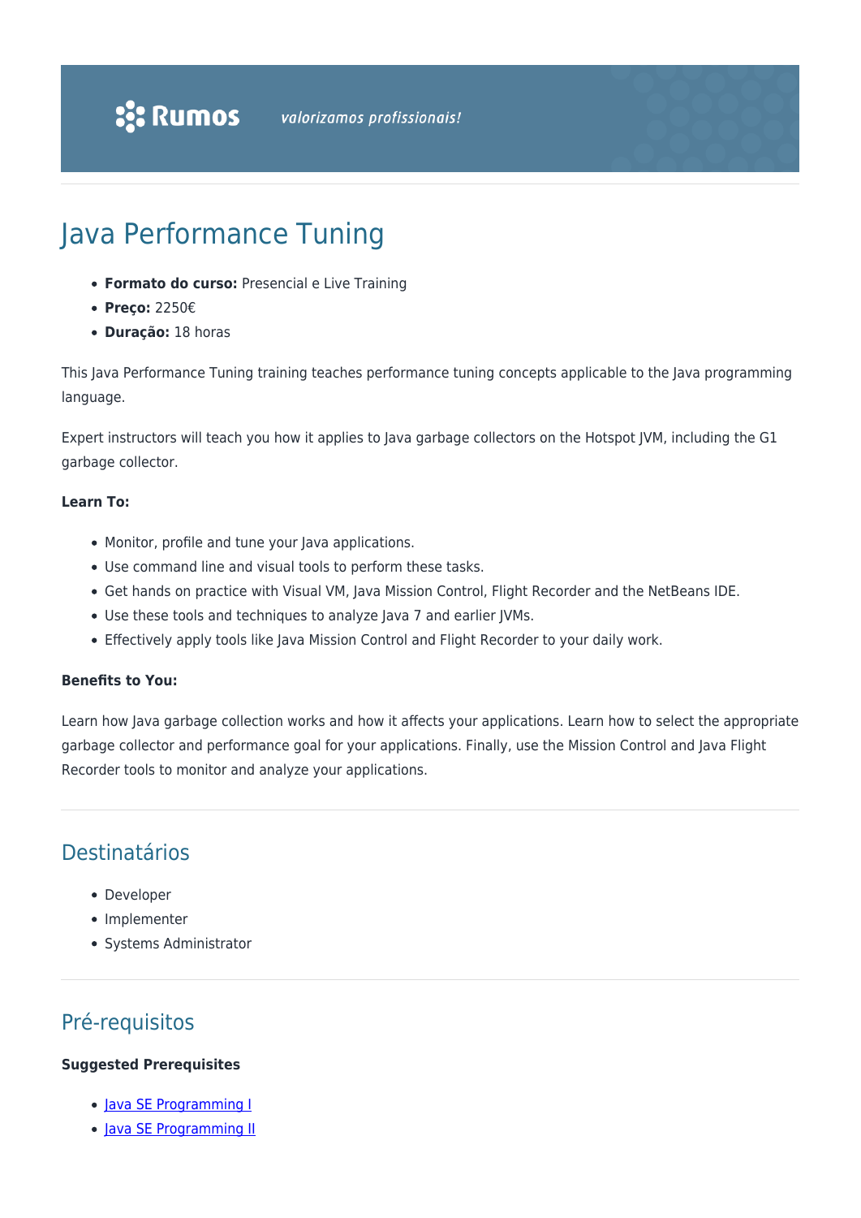# Java Performance Tuning

- **Formato do curso:** Presencial e Live Training
- **Preço:** 2250€
- **Duração:** 18 horas

This Java Performance Tuning training teaches performance tuning concepts applicable to the Java programming language.

Expert instructors will teach you how it applies to Java garbage collectors on the Hotspot JVM, including the G1 garbage collector.

**Learn To:**

- Monitor, profile and tune your Java applications.
- Use command line and visual tools to perform these tasks.
- Get hands on practice with Visual VM, Java Mission Control, Flight Recorder and the NetBeans IDE.
- Use these tools and techniques to analyze Java 7 and earlier JVMs.
- Effectively apply tools like Java Mission Control and Flight Recorder to your daily work.

**Benefits to You:**

Learn how Java garbage collection works and how it affects your applications. Learn how to select the appropriate garbage collector and performance goal for your applications. Finally, use the Mission Control and Java Flight Recorder tools to monitor and analyze your applications.

## Destinatários

- Developer
- Implementer
- Systems Administrator

## Pré-requisitos

**Suggested Prerequisites**

- Java SE Programming I
- Java SE Programming II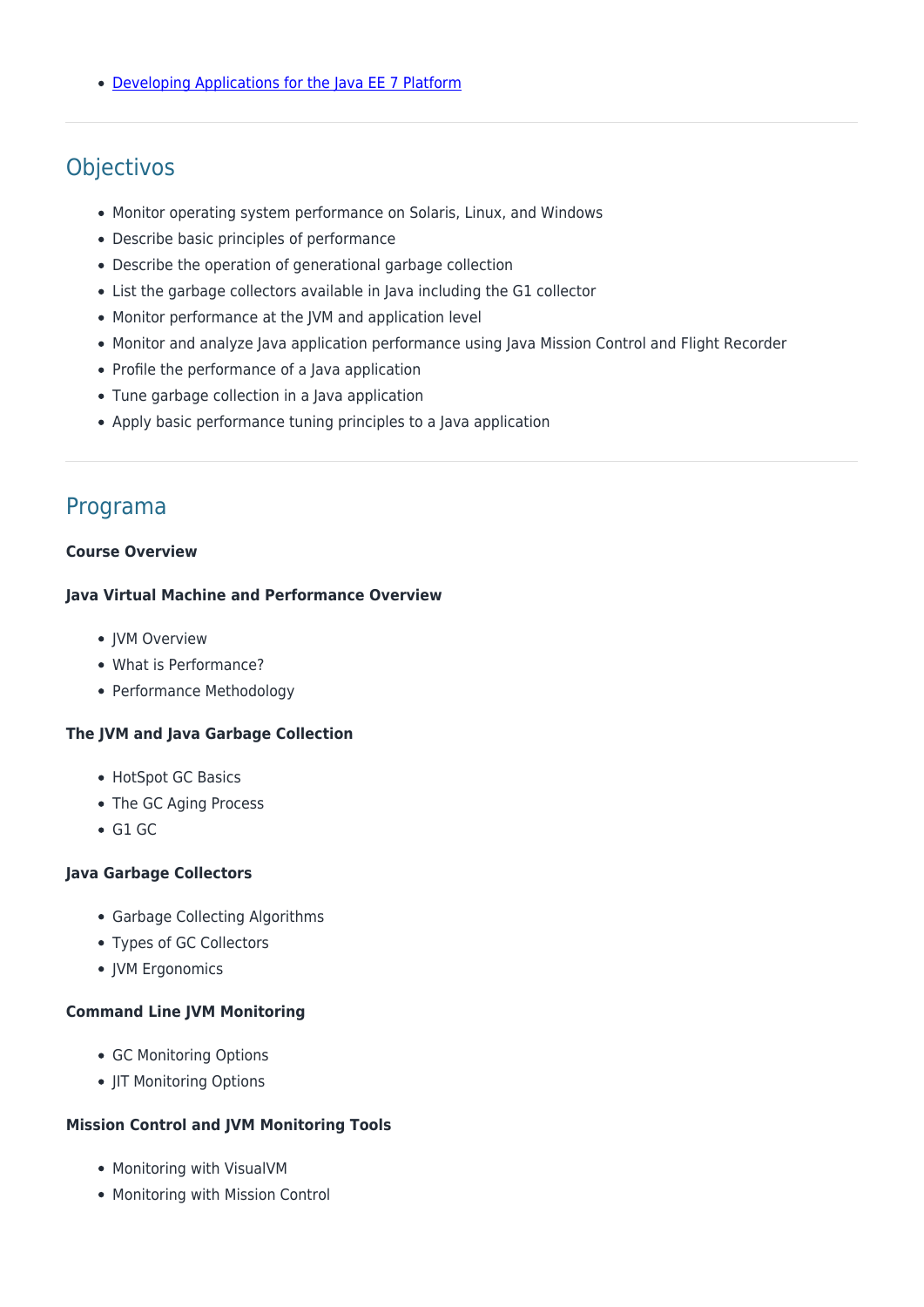- [Developing Applications for the Java EE 7 Platform]()

---

## Objectivos

- Monitor operating system performance on Solaris, Linux, and Windows
- Describe basic principles of performance
- Describe the operation of generational garbage collection
- List the garbage collectors available in Java including the G1 collector
- Monitor performance at the JVM and application level
- Monitor and analyze Java application performance using Java Mission Control and Flight Recorder
- Profile the performance of a Java application
- Tune garbage collection in a Java application
- Apply basic performance tuning principles to a Java application

---

## Programa

**Course Overview**

**Java Virtual Machine and Performance Overview**

- JVM Overview
- What is Performance?
- Performance Methodology

**The JVM and Java Garbage Collection**

- HotSpot GC Basics
- The GC Aging Process
- G1 GC

**Java Garbage Collectors**

- Garbage Collecting Algorithms
- Types of GC Collectors
- JVM Ergonomics

**Command Line JVM Monitoring**

- GC Monitoring Options
- JIT Monitoring Options

**Mission Control and JVM Monitoring Tools**

- Monitoring with VisualVM
- Monitoring with Mission Control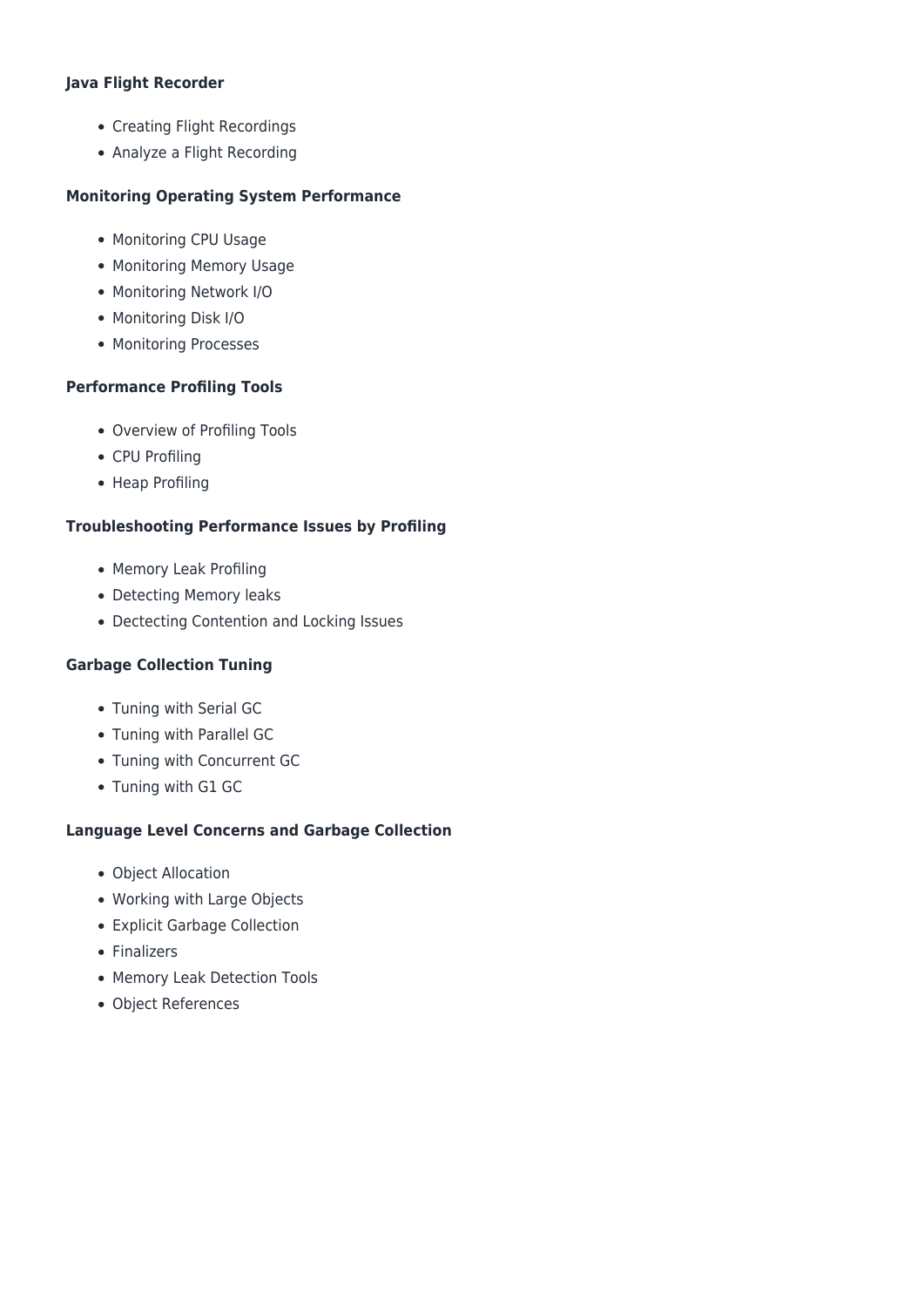**Java Flight Recorder**

- Creating Flight Recordings
- Analyze a Flight Recording

**Monitoring Operating System Performance**

- Monitoring CPU Usage
- Monitoring Memory Usage
- Monitoring Network I/O
- Monitoring Disk I/O
- Monitoring Processes

**Performance Profiling Tools**

- Overview of Profiling Tools
- CPU Profiling
- Heap Profiling

**Troubleshooting Performance Issues by Profiling**

- Memory Leak Profiling
- Detecting Memory leaks
- Dectecting Contention and Locking Issues

**Garbage Collection Tuning**

- Tuning with Serial GC
- Tuning with Parallel GC
- Tuning with Concurrent GC
- Tuning with G1 GC

**Language Level Concerns and Garbage Collection**

- Object Allocation
- Working with Large Objects
- Explicit Garbage Collection
- Finalizers
- Memory Leak Detection Tools
- Object References